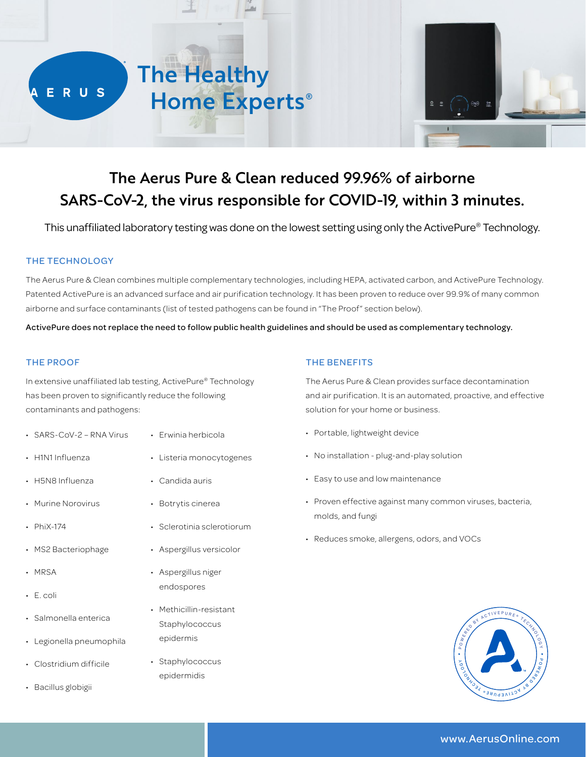# The Healthy Home Experts®

## The Aerus Pure & Clean reduced 99.96% of airborne SARS-CoV-2, the virus responsible for COVID-19, within 3 minutes.

This unaffiliated laboratory testing was done on the lowest setting using only the ActivePure® Technology.

### THE TECHNOLOGY

The Aerus Pure & Clean combines multiple complementary technologies, including HEPA, activated carbon, and ActivePure Technology. Patented ActivePure is an advanced surface and air purification technology. It has been proven to reduce over 99.9% of many common airborne and surface contaminants (list of tested pathogens can be found in "The Proof" section below).

**ActivePure does not replace the need to follow public health guidelines and should be used as complementary technology.**

### THE PROOF

In extensive unaffiliated lab testing, ActivePure® Technology has been proven to significantly reduce the following contaminants and pathogens:

- SARS-CoV-2 – RNA Virus
- H1N1 Influenza
- H5N8 Influenza
- Murine Norovirus
- PhiX-174
- MS2 Bacteriophage
- MRSA
- E. coli
- Salmonella enterica
- Legionella pneumophila
- Clostridium difficile
- Bacillus globigii
- Erwinia herbicola
- Listeria monocytogenes
- Candida auris
- Botrytis cinerea
- Sclerotinia sclerotiorum
- Aspergillus versicolor
- Aspergillus niger endospores
- Methicillin-resistant Staphylococcus epidermis
- Staphylococcus epidermidis

### THE BENEFITS

The Aerus Pure & Clean provides surface decontamination and air purification. It is an automated, proactive, and effective solution for your home or business.

- Portable, lightweight device
- No installation - plug-and-play solution
- Easy to use and low maintenance
- Proven effective against many common viruses, bacteria, molds, and fungi
- Reduces smoke, allergens, odors, and VOCs

www.AerusOnline.com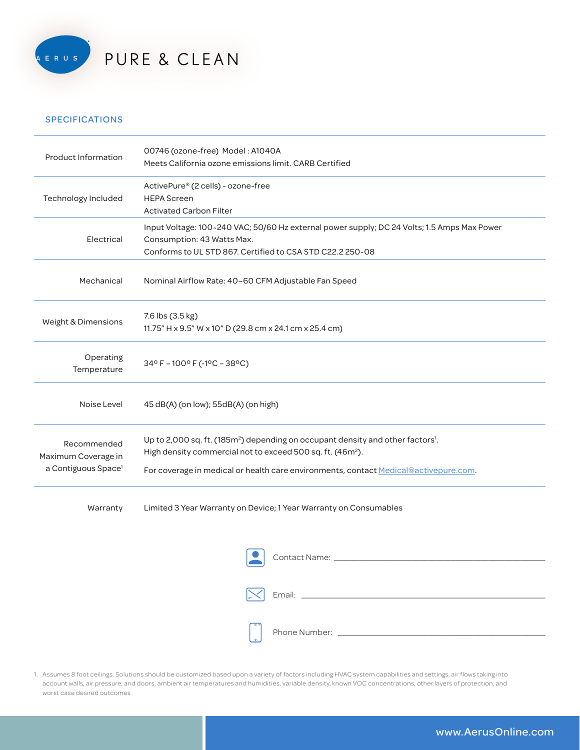AERUS PURE & CLEAN

## SPECIFICATIONS

| | |
|---|---|
| Product Information | 00746 (ozone-free) Model : A1040A<br>Meets California ozone emissions limit. CARB Certified |
| Technology Included | ActivePure® (2 cells) - ozone-free<br>HEPA Screen<br>Activated Carbon Filter |
| Electrical | Input Voltage: 100-240 VAC; 50/60 Hz external power supply; DC 24 Volts; 1.5 Amps Max Power Consumption: 43 Watts Max.<br>Conforms to UL STD 867. Certified to CSA STD C22.2 250-08 |
| Mechanical | Nominal Airflow Rate: 40–60 CFM Adjustable Fan Speed |
| Weight & Dimensions | 7.6 lbs (3.5 kg)<br>11.75" H x 9.5" W x 10" D (29.8 cm x 24.1 cm x 25.4 cm) |
| Operating Temperature | 34º F – 100º F (-1ºC – 38ºC) |
| Noise Level | 45 dB(A) (on low); 55dB(A) (on high) |
| Recommended Maximum Coverage in a Contiguous Space[1] | Up to 2,000 sq. ft. (185m²) depending on occupant density and other factors[1].<br>High density commercial not to exceed 500 sq. ft. (46m²).<br>For coverage in medical or health care environments, contact Medical@activepure.com. |
| Warranty | Limited 3 Year Warranty on Device; 1 Year Warranty on Consumables |

Contact Name: ____________________

Email: ____________________

Phone Number: ____________________

1. Assumes 8 foot ceilings. Solutions should be customized based upon a variety of factors including HVAC system capabilities and settings, air flows taking into account walls, air pressure, and doors, ambient air temperatures and humidities, variable density, known VOC concentrations, other layers of protection, and worst case desired outcomes

www.AerusOnline.com